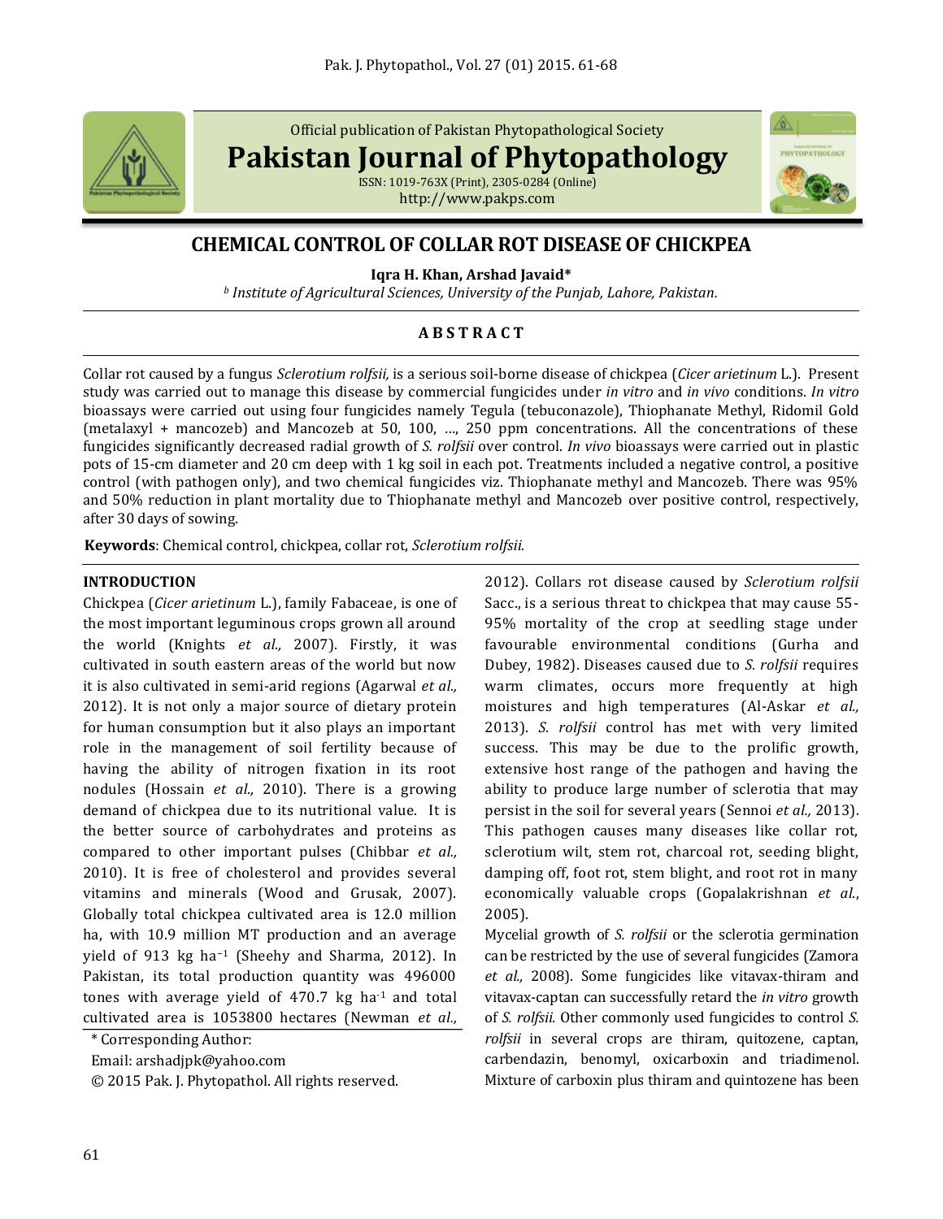Official publication of Pakistan Phytopathological Society

# Pakistan Journal of Phytopathology

ISSN: 1019-763X (Print), 2305-0284 (Online)
http://www.pakps.com

## CHEMICAL CONTROL OF COLLAR ROT DISEASE OF CHICKPEA

**Iqra H. Khan, Arshad Javaid***

[b] *Institute of Agricultural Sciences, University of the Punjab, Lahore, Pakistan.*

### A B S T R A C T

Collar rot caused by a fungus *Sclerotium rolfsii,* is a serious soil-borne disease of chickpea (*Cicer arietinum* L.). Present study was carried out to manage this disease by commercial fungicides under *in vitro* and *in vivo* conditions. *In vitro* bioassays were carried out using four fungicides namely Tegula (tebuconazole), Thiophanate Methyl, Ridomil Gold (metalaxyl + mancozeb) and Mancozeb at 50, 100, …, 250 ppm concentrations. All the concentrations of these fungicides significantly decreased radial growth of *S. rolfsii* over control. *In vivo* bioassays were carried out in plastic pots of 15-cm diameter and 20 cm deep with 1 kg soil in each pot. Treatments included a negative control, a positive control (with pathogen only), and two chemical fungicides viz. Thiophanate methyl and Mancozeb. There was 95% and 50% reduction in plant mortality due to Thiophanate methyl and Mancozeb over positive control, respectively, after 30 days of sowing.

**Keywords**: Chemical control, chickpea, collar rot, *Sclerotium rolfsii.*

### INTRODUCTION

Chickpea (*Cicer arietinum* L.), family Fabaceae, is one of the most important leguminous crops grown all around the world (Knights *et al.,* 2007). Firstly, it was cultivated in south eastern areas of the world but now it is also cultivated in semi-arid regions (Agarwal *et al.,* 2012). It is not only a major source of dietary protein for human consumption but it also plays an important role in the management of soil fertility because of having the ability of nitrogen fixation in its root nodules (Hossain *et al.,* 2010). There is a growing demand of chickpea due to its nutritional value. It is the better source of carbohydrates and proteins as compared to other important pulses (Chibbar *et al.,* 2010). It is free of cholesterol and provides several vitamins and minerals (Wood and Grusak, 2007). Globally total chickpea cultivated area is 12.0 million ha, with 10.9 million MT production and an average yield of 913 kg $ha^{-1}$ (Sheehy and Sharma, 2012). In Pakistan, its total production quantity was 496000 tones with average yield of 470.7 kg $ha^{-1}$ and total cultivated area is 1053800 hectares (Newman *et al.,* 2012). Collars rot disease caused by *Sclerotium rolfsii* Sacc., is a serious threat to chickpea that may cause 55-95% mortality of the crop at seedling stage under favourable environmental conditions (Gurha and Dubey, 1982). Diseases caused due to *S. rolfsii* requires warm climates, occurs more frequently at high moistures and high temperatures (Al-Askar *et al.,* 2013). *S. rolfsii* control has met with very limited success. This may be due to the prolific growth, extensive host range of the pathogen and having the ability to produce large number of sclerotia that may persist in the soil for several years (Sennoi *et al.,* 2013). This pathogen causes many diseases like collar rot, sclerotium wilt, stem rot, charcoal rot, seeding blight, damping off, foot rot, stem blight, and root rot in many economically valuable crops (Gopalakrishnan *et al.*, 2005).

Mycelial growth of *S. rolfsii* or the sclerotia germination can be restricted by the use of several fungicides (Zamora *et al.,* 2008). Some fungicides like vitavax-thiram and vitavax-captan can successfully retard the *in vitro* growth of *S. rolfsii.* Other commonly used fungicides to control *S. rolfsii* in several crops are thiram, quitozene, captan, carbendazin, benomyl, oxicarboxin and triadimenol. Mixture of carboxin plus thiram and quintozene has been

\* Corresponding Author:

Email: arshadjpk@yahoo.com

© 2015 Pak. J. Phytopathol. All rights reserved.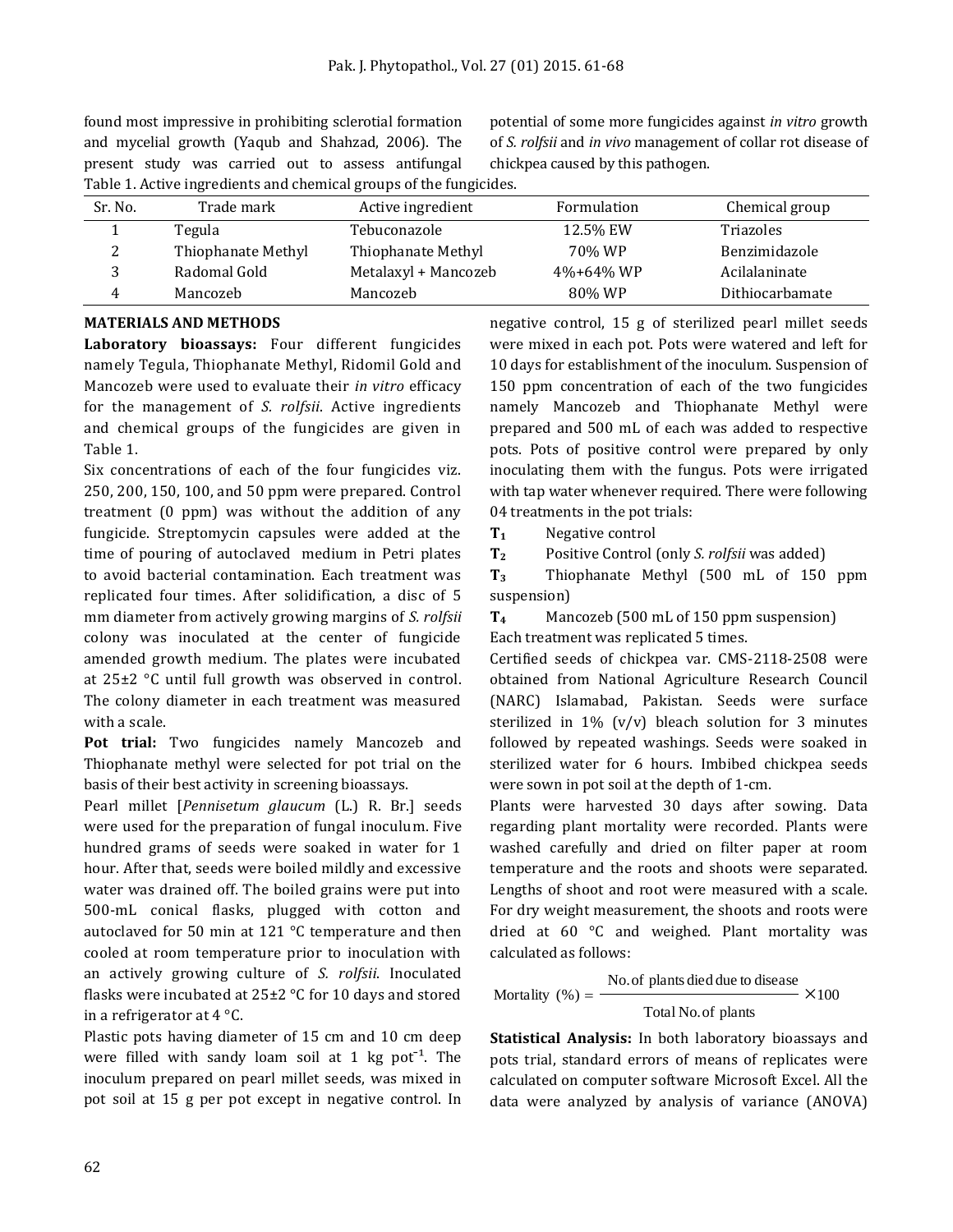found most impressive in prohibiting sclerotial formation and mycelial growth (Yaqub and Shahzad, 2006). The present study was carried out to assess antifungal potential of some more fungicides against *in vitro* growth of *S. rolfsii* and *in vivo* management of collar rot disease of chickpea caused by this pathogen.

Table 1. Active ingredients and chemical groups of the fungicides.

| Sr. No. | Trade mark | Active ingredient | Formulation | Chemical group |
|---|---|---|---|---|
| 1 | Tegula | Tebuconazole | 12.5% EW | Triazoles |
| 2 | Thiophanate Methyl | Thiophanate Methyl | 70% WP | Benzimidazole |
| 3 | Radomal Gold | Metalaxyl + Mancozeb | 4%+64% WP | Acilalaninate |
| 4 | Mancozeb | Mancozeb | 80% WP | Dithiocarbamate |

## MATERIALS AND METHODS

**Laboratory bioassays:** Four different fungicides namely Tegula, Thiophanate Methyl, Ridomil Gold and Mancozeb were used to evaluate their *in vitro* efficacy for the management of *S. rolfsii*. Active ingredients and chemical groups of the fungicides are given in Table 1.

Six concentrations of each of the four fungicides viz. 250, 200, 150, 100, and 50 ppm were prepared. Control treatment (0 ppm) was without the addition of any fungicide. Streptomycin capsules were added at the time of pouring of autoclaved medium in Petri plates to avoid bacterial contamination. Each treatment was replicated four times. After solidification, a disc of 5 mm diameter from actively growing margins of *S. rolfsii* colony was inoculated at the center of fungicide amended growth medium. The plates were incubated at 25±2 °C until full growth was observed in control. The colony diameter in each treatment was measured with a scale.

**Pot trial:** Two fungicides namely Mancozeb and Thiophanate methyl were selected for pot trial on the basis of their best activity in screening bioassays.

Pearl millet [*Pennisetum glaucum* (L.) R. Br.] seeds were used for the preparation of fungal inoculum. Five hundred grams of seeds were soaked in water for 1 hour. After that, seeds were boiled mildly and excessive water was drained off. The boiled grains were put into 500-mL conical flasks, plugged with cotton and autoclaved for 50 min at 121 °C temperature and then cooled at room temperature prior to inoculation with an actively growing culture of *S. rolfsii*. Inoculated flasks were incubated at 25±2 °C for 10 days and stored in a refrigerator at 4 °C.

Plastic pots having diameter of 15 cm and 10 cm deep were filled with sandy loam soil at 1 kg pot$^{-1}$. The inoculum prepared on pearl millet seeds, was mixed in pot soil at 15 g per pot except in negative control. In negative control, 15 g of sterilized pearl millet seeds were mixed in each pot. Pots were watered and left for 10 days for establishment of the inoculum. Suspension of 150 ppm concentration of each of the two fungicides namely Mancozeb and Thiophanate Methyl were prepared and 500 mL of each was added to respective pots. Pots of positive control were prepared by only inoculating them with the fungus. Pots were irrigated with tap water whenever required. There were following 04 treatments in the pot trials:

**$T_1$** Negative control

**$T_2$** Positive Control (only *S. rolfsii* was added)

**$T_3$** Thiophanate Methyl (500 mL of 150 ppm suspension)

**$T_4$** Mancozeb (500 mL of 150 ppm suspension)

Each treatment was replicated 5 times.

Certified seeds of chickpea var. CMS-2118-2508 were obtained from National Agriculture Research Council (NARC) Islamabad, Pakistan. Seeds were surface sterilized in 1% (v/v) bleach solution for 3 minutes followed by repeated washings. Seeds were soaked in sterilized water for 6 hours. Imbibed chickpea seeds were sown in pot soil at the depth of 1-cm.

Plants were harvested 30 days after sowing. Data regarding plant mortality were recorded. Plants were washed carefully and dried on filter paper at room temperature and the roots and shoots were separated. Lengths of shoot and root were measured with a scale. For dry weight measurement, the shoots and roots were dried at 60 °C and weighed. Plant mortality was calculated as follows:

$$\text{Mortality (\%)} = \frac{\text{No. of plants died due to disease}}{\text{Total No. of plants}} \times 100$$

**Statistical Analysis:** In both laboratory bioassays and pots trial, standard errors of means of replicates were calculated on computer software Microsoft Excel. All the data were analyzed by analysis of variance (ANOVA)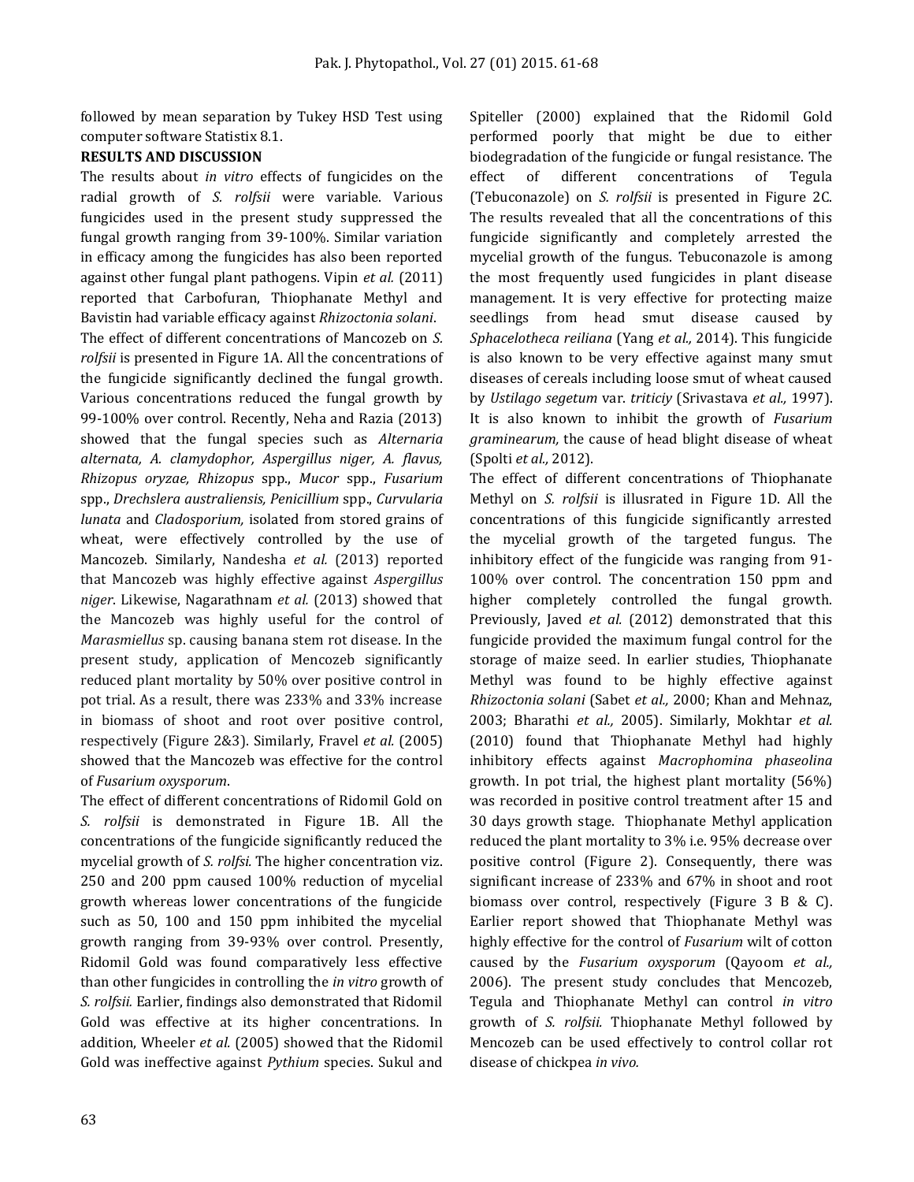followed by mean separation by Tukey HSD Test using computer software Statistix 8.1.

## RESULTS AND DISCUSSION

The results about *in vitro* effects of fungicides on the radial growth of *S. rolfsii* were variable. Various fungicides used in the present study suppressed the fungal growth ranging from 39-100%. Similar variation in efficacy among the fungicides has also been reported against other fungal plant pathogens. Vipin *et al.* (2011) reported that Carbofuran, Thiophanate Methyl and Bavistin had variable efficacy against *Rhizoctonia solani*.

The effect of different concentrations of Mancozeb on *S. rolfsii* is presented in Figure 1A. All the concentrations of the fungicide significantly declined the fungal growth. Various concentrations reduced the fungal growth by 99-100% over control. Recently, Neha and Razia (2013) showed that the fungal species such as *Alternaria alternata, A. clamydophor, Aspergillus niger, A. flavus, Rhizopus oryzae, Rhizopus* spp., *Mucor* spp., *Fusarium* spp., *Drechslera australiensis, Penicillium* spp., *Curvularia lunata* and *Cladosporium,* isolated from stored grains of wheat, were effectively controlled by the use of Mancozeb. Similarly, Nandesha *et al.* (2013) reported that Mancozeb was highly effective against *Aspergillus niger*. Likewise, Nagarathnam *et al.* (2013) showed that the Mancozeb was highly useful for the control of *Marasmiellus* sp. causing banana stem rot disease. In the present study, application of Mencozeb significantly reduced plant mortality by 50% over positive control in pot trial. As a result, there was 233% and 33% increase in biomass of shoot and root over positive control, respectively (Figure 2&3). Similarly, Fravel *et al.* (2005) showed that the Mancozeb was effective for the control of *Fusarium oxysporum*.

The effect of different concentrations of Ridomil Gold on *S. rolfsii* is demonstrated in Figure 1B. All the concentrations of the fungicide significantly reduced the mycelial growth of *S. rolfsi.* The higher concentration viz. 250 and 200 ppm caused 100% reduction of mycelial growth whereas lower concentrations of the fungicide such as 50, 100 and 150 ppm inhibited the mycelial growth ranging from 39-93% over control. Presently, Ridomil Gold was found comparatively less effective than other fungicides in controlling the *in vitro* growth of *S. rolfsii.* Earlier, findings also demonstrated that Ridomil Gold was effective at its higher concentrations. In addition, Wheeler *et al.* (2005) showed that the Ridomil Gold was ineffective against *Pythium* species. Sukul and Spiteller (2000) explained that the Ridomil Gold performed poorly that might be due to either biodegradation of the fungicide or fungal resistance. The effect of different concentrations of Tegula (Tebuconazole) on *S. rolfsii* is presented in Figure 2C. The results revealed that all the concentrations of this fungicide significantly and completely arrested the mycelial growth of the fungus. Tebuconazole is among the most frequently used fungicides in plant disease management. It is very effective for protecting maize seedlings from head smut disease caused by *Sphacelotheca reiliana* (Yang *et al.,* 2014). This fungicide is also known to be very effective against many smut diseases of cereals including loose smut of wheat caused by *Ustilago segetum* var. *triticiy* (Srivastava *et al.,* 1997). It is also known to inhibit the growth of *Fusarium graminearum,* the cause of head blight disease of wheat (Spolti *et al.,* 2012).

The effect of different concentrations of Thiophanate Methyl on *S. rolfsii* is illusrated in Figure 1D. All the concentrations of this fungicide significantly arrested the mycelial growth of the targeted fungus. The inhibitory effect of the fungicide was ranging from 91-100% over control. The concentration 150 ppm and higher completely controlled the fungal growth. Previously, Javed *et al.* (2012) demonstrated that this fungicide provided the maximum fungal control for the storage of maize seed. In earlier studies, Thiophanate Methyl was found to be highly effective against *Rhizoctonia solani* (Sabet *et al.,* 2000; Khan and Mehnaz, 2003; Bharathi *et al.,* 2005). Similarly, Mokhtar *et al.* (2010) found that Thiophanate Methyl had highly inhibitory effects against *Macrophomina phaseolina* growth. In pot trial, the highest plant mortality (56%) was recorded in positive control treatment after 15 and 30 days growth stage. Thiophanate Methyl application reduced the plant mortality to 3% i.e. 95% decrease over positive control (Figure 2). Consequently, there was significant increase of 233% and 67% in shoot and root biomass over control, respectively (Figure 3 B & C). Earlier report showed that Thiophanate Methyl was highly effective for the control of *Fusarium* wilt of cotton caused by the *Fusarium oxysporum* (Qayoom *et al.,* 2006). The present study concludes that Mencozeb, Tegula and Thiophanate Methyl can control *in vitro* growth of *S. rolfsii.* Thiophanate Methyl followed by Mencozeb can be used effectively to control collar rot disease of chickpea *in vivo.*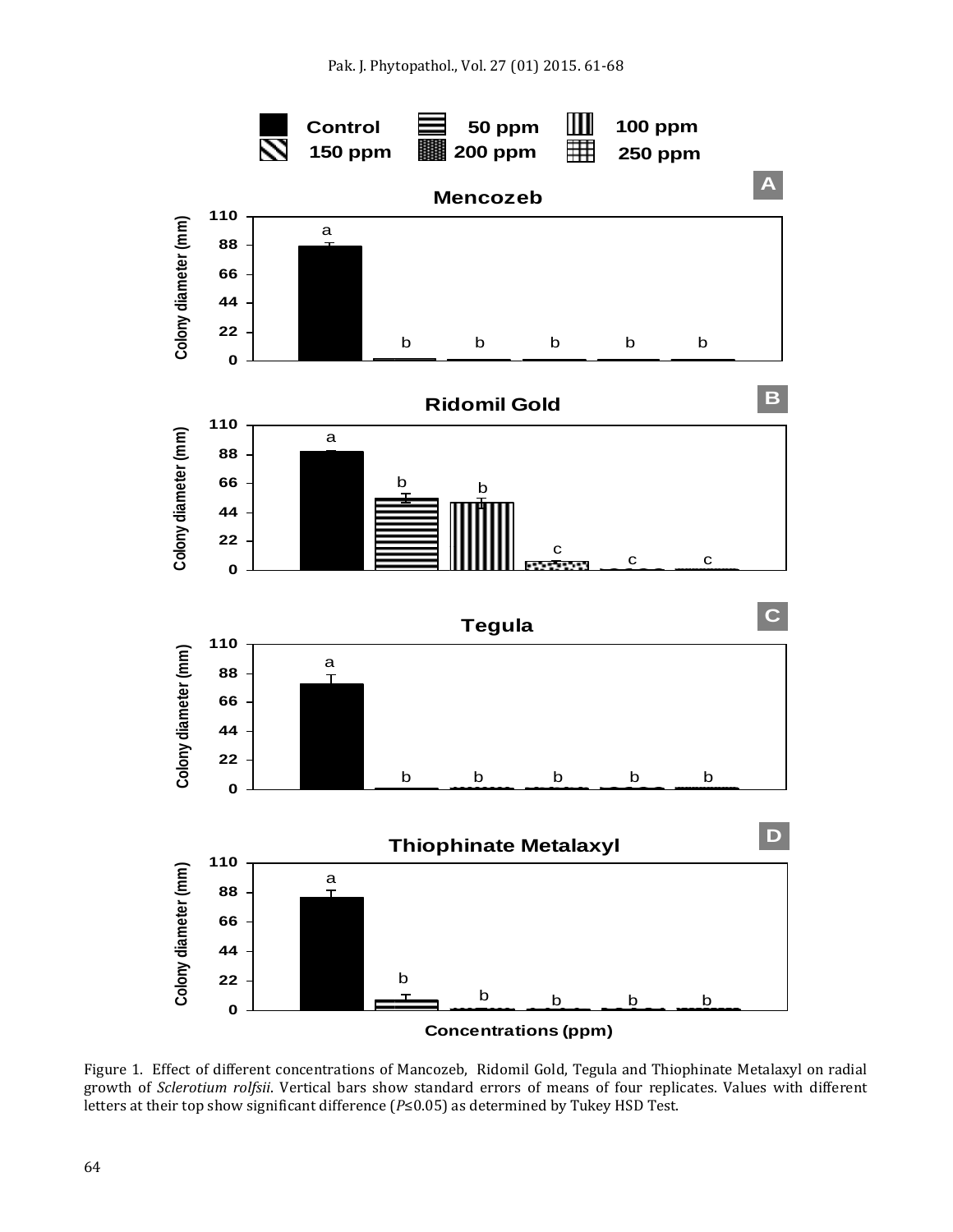Control 50 ppm 100 ppm
150 ppm 200 ppm 250 ppm

A
Mencozeb
110
88
66
44
22
0
Colony diameter (mm)
a
b b b b b

B
Ridomil Gold
110
88
66
44
22
0
Colony diameter (mm)
a
b b
c c c

C
Tegula
110
88
66
44
22
0
Colony diameter (mm)
a
b b b b b

D
Thiophinate Metalaxyl
110
88
66
44
22
0
Colony diameter (mm)
a
b b b b b
Concentrations (ppm)

Figure 1. Effect of different concentrations of Mancozeb, Ridomil Gold, Tegula and Thiophinate Metalaxyl on radial growth of *Sclerotium rolfsii*. Vertical bars show standard errors of means of four replicates. Values with different letters at their top show significant difference ($P \leq 0.05$) as determined by Tukey HSD Test.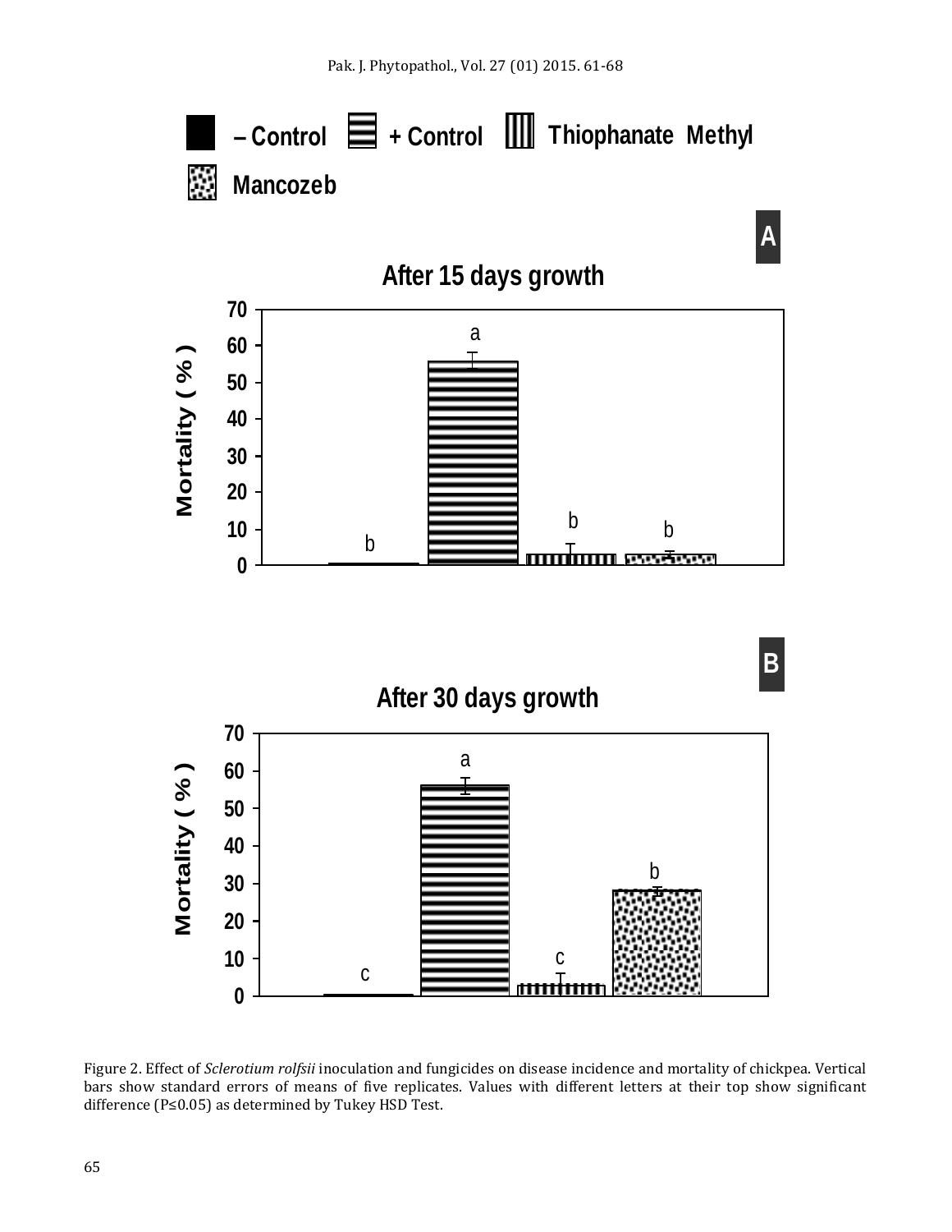– Control + Control Thiophanate Methyl

Mancozeb

A

After 15 days growth

70
60
50
40
30
20
10
0

Mortality ( % )

b a b b

B

After 30 days growth

70
60
50
40
30
20
10
0

Mortality ( % )

c a c b

Figure 2. Effect of *Sclerotium rolfsii* inoculation and fungicides on disease incidence and mortality of chickpea. Vertical bars show standard errors of means of five replicates. Values with different letters at their top show significant difference ($P \leq 0.05$) as determined by Tukey HSD Test.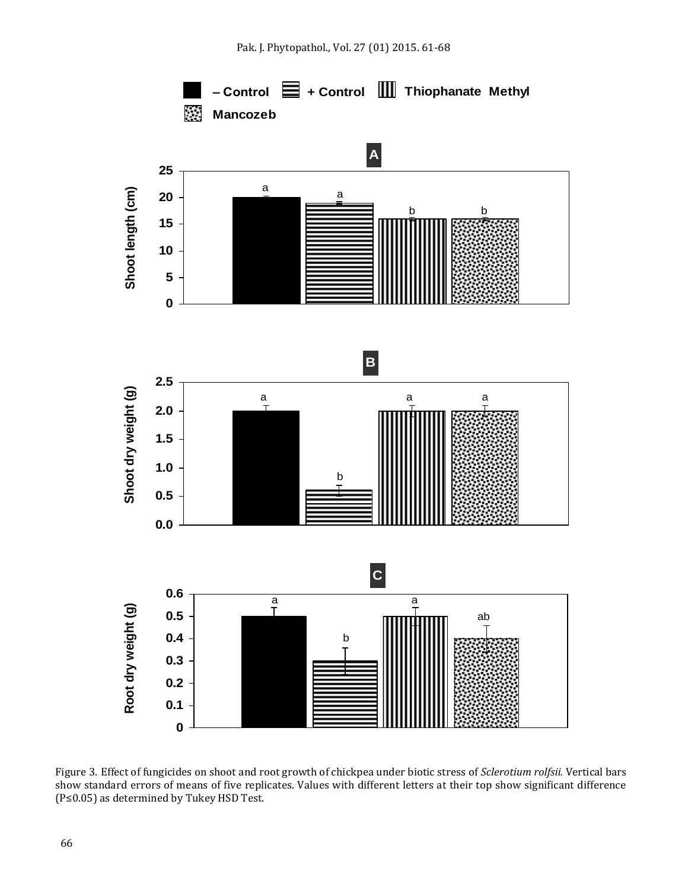– Control + Control Thiophanate Methyl

Mancozeb

A

Shoot length (cm)

25
20
15
10
5
0

a a b b

B

Shoot dry weight (g)

2.5
2.0
1.5
1.0
0.5
0.0

a b a a

C

Root dry weight (g)

0.6
0.5
0.4
0.3
0.2
0.1
0

a b a ab

Figure 3. Effect of fungicides on shoot and root growth of chickpea under biotic stress of *Sclerotium rolfsii.* Vertical bars show standard errors of means of five replicates. Values with different letters at their top show significant difference ($P \leq 0.05$) as determined by Tukey HSD Test.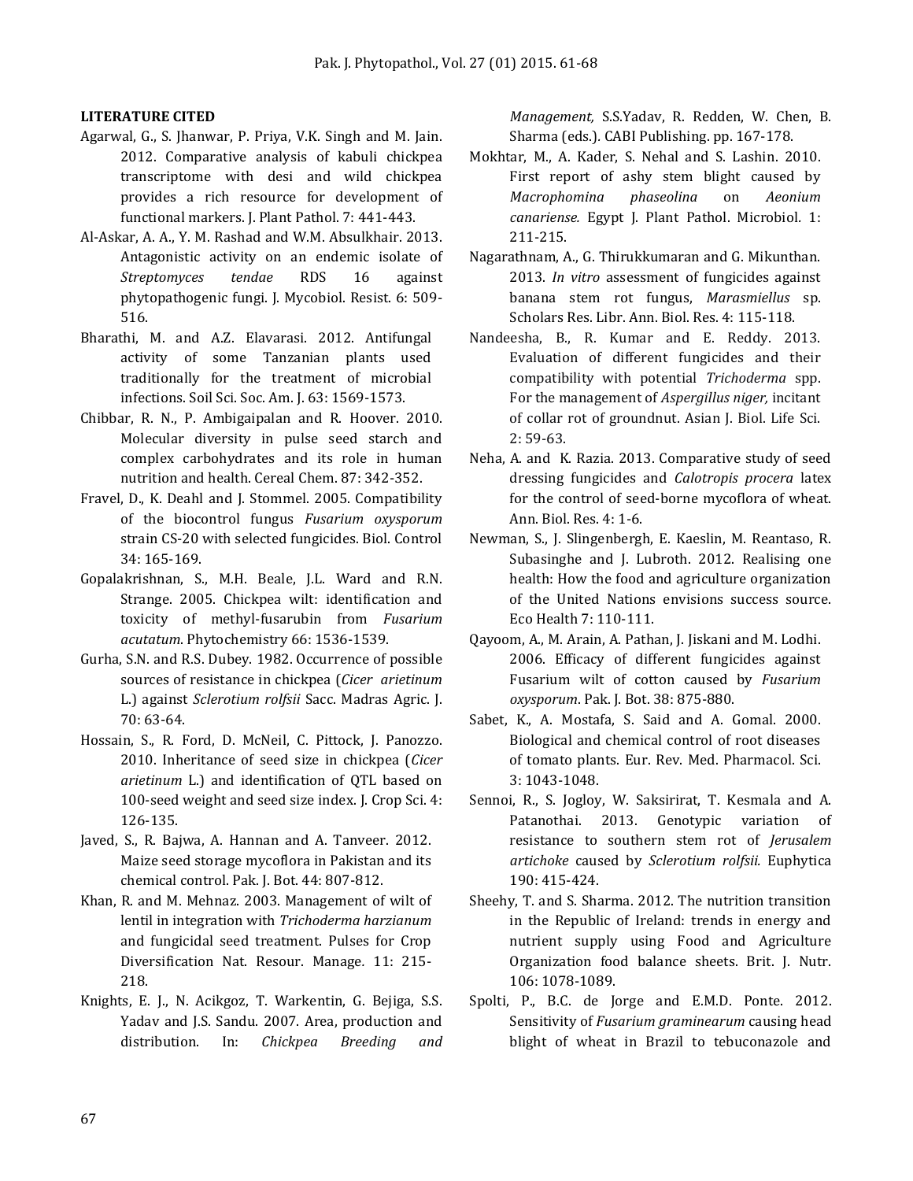**LITERATURE CITED**

Agarwal, G., S. Jhanwar, P. Priya, V.K. Singh and M. Jain. 2012. Comparative analysis of kabuli chickpea transcriptome with desi and wild chickpea provides a rich resource for development of functional markers. J. Plant Pathol. 7: 441-443.

Al-Askar, A. A., Y. M. Rashad and W.M. Absulkhair. 2013. Antagonistic activity on an endemic isolate of *Streptomyces tendae* RDS 16 against phytopathogenic fungi. J. Mycobiol. Resist. 6: 509-516.

Bharathi, M. and A.Z. Elavarasi. 2012. Antifungal activity of some Tanzanian plants used traditionally for the treatment of microbial infections. Soil Sci. Soc. Am. J. 63: 1569-1573.

Chibbar, R. N., P. Ambigaipalan and R. Hoover. 2010. Molecular diversity in pulse seed starch and complex carbohydrates and its role in human nutrition and health. Cereal Chem. 87: 342-352.

Fravel, D., K. Deahl and J. Stommel. 2005. Compatibility of the biocontrol fungus *Fusarium oxysporum* strain CS-20 with selected fungicides. Biol. Control 34: 165-169.

Gopalakrishnan, S., M.H. Beale, J.L. Ward and R.N. Strange. 2005. Chickpea wilt: identification and toxicity of methyl-fusarubin from *Fusarium acutatum*. Phytochemistry 66: 1536-1539.

Gurha, S.N. and R.S. Dubey. 1982. Occurrence of possible sources of resistance in chickpea (*Cicer arietinum* L.) against *Sclerotium rolfsii* Sacc. Madras Agric. J. 70: 63-64.

Hossain, S., R. Ford, D. McNeil, C. Pittock, J. Panozzo. 2010. Inheritance of seed size in chickpea (*Cicer arietinum* L.) and identification of QTL based on 100-seed weight and seed size index. J. Crop Sci. 4: 126-135.

Javed, S., R. Bajwa, A. Hannan and A. Tanveer. 2012. Maize seed storage mycoflora in Pakistan and its chemical control. Pak. J. Bot. 44: 807-812.

Khan, R. and M. Mehnaz. 2003. Management of wilt of lentil in integration with *Trichoderma harzianum* and fungicidal seed treatment. Pulses for Crop Diversification Nat. Resour. Manage. 11: 215-218.

Knights, E. J., N. Acikgoz, T. Warkentin, G. Bejiga, S.S. Yadav and J.S. Sandu. 2007. Area, production and distribution. In: *Chickpea Breeding and Management,* S.S.Yadav, R. Redden, W. Chen, B. Sharma (eds.). CABI Publishing. pp. 167-178.

Mokhtar, M., A. Kader, S. Nehal and S. Lashin. 2010. First report of ashy stem blight caused by *Macrophomina phaseolina* on *Aeonium canariense.* Egypt J. Plant Pathol. Microbiol. 1: 211-215.

Nagarathnam, A., G. Thirukkumaran and G. Mikunthan. 2013. *In vitro* assessment of fungicides against banana stem rot fungus, *Marasmiellus* sp. Scholars Res. Libr. Ann. Biol. Res. 4: 115-118.

Nandeesha, B., R. Kumar and E. Reddy. 2013. Evaluation of different fungicides and their compatibility with potential *Trichoderma* spp. For the management of *Aspergillus niger,* incitant of collar rot of groundnut. Asian J. Biol. Life Sci. 2: 59-63.

Neha, A. and K. Razia. 2013. Comparative study of seed dressing fungicides and *Calotropis procera* latex for the control of seed-borne mycoflora of wheat. Ann. Biol. Res. 4: 1-6.

Newman, S., J. Slingenbergh, E. Kaeslin, M. Reantaso, R. Subasinghe and J. Lubroth. 2012. Realising one health: How the food and agriculture organization of the United Nations envisions success source. Eco Health 7: 110-111.

Qayoom, A., M. Arain, A. Pathan, J. Jiskani and M. Lodhi. 2006. Efficacy of different fungicides against Fusarium wilt of cotton caused by *Fusarium oxysporum*. Pak. J. Bot. 38: 875-880.

Sabet, K., A. Mostafa, S. Said and A. Gomal. 2000. Biological and chemical control of root diseases of tomato plants. Eur. Rev. Med. Pharmacol. Sci. 3: 1043-1048.

Sennoi, R., S. Jogloy, W. Saksirirat, T. Kesmala and A. Patanothai. 2013. Genotypic variation of resistance to southern stem rot of *Jerusalem artichoke* caused by *Sclerotium rolfsii.* Euphytica 190: 415-424.

Sheehy, T. and S. Sharma. 2012. The nutrition transition in the Republic of Ireland: trends in energy and nutrient supply using Food and Agriculture Organization food balance sheets. Brit. J. Nutr. 106: 1078-1089.

Spolti, P., B.C. de Jorge and E.M.D. Ponte. 2012. Sensitivity of *Fusarium graminearum* causing head blight of wheat in Brazil to tebuconazole and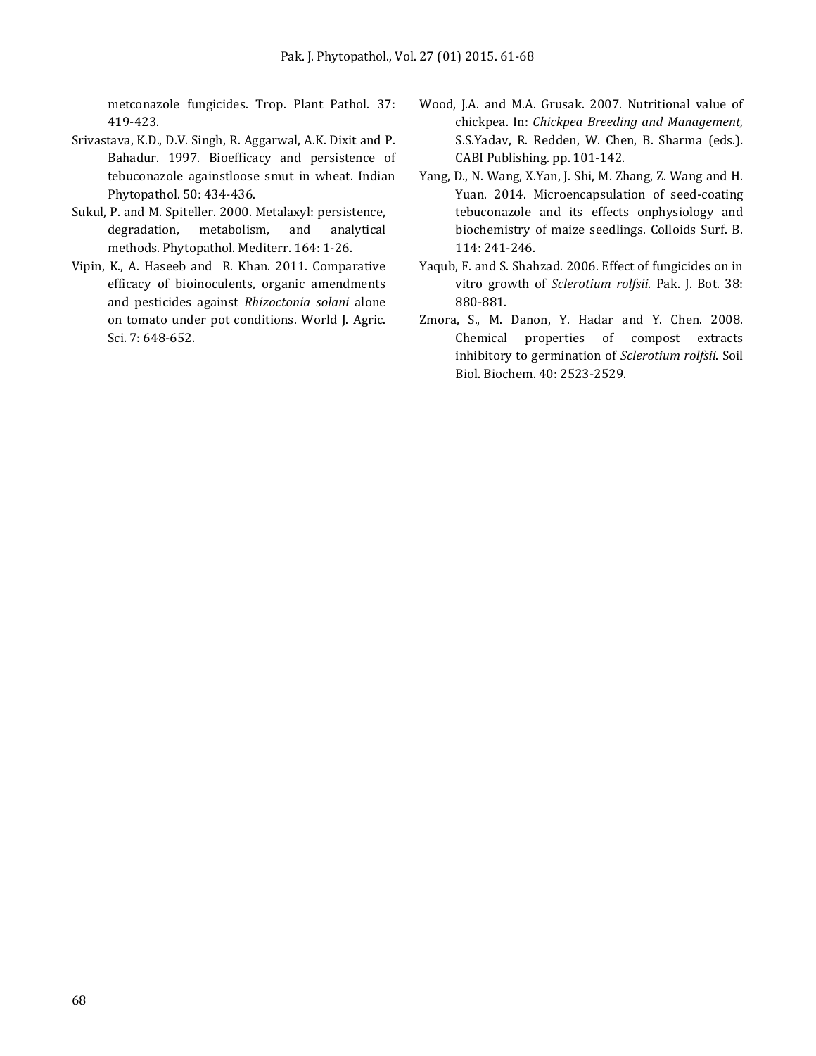metconazole fungicides. Trop. Plant Pathol. 37: 419-423.

Srivastava, K.D., D.V. Singh, R. Aggarwal, A.K. Dixit and P. Bahadur. 1997. Bioefficacy and persistence of tebuconazole againstloose smut in wheat. Indian Phytopathol. 50: 434-436.

Sukul, P. and M. Spiteller. 2000. Metalaxyl: persistence, degradation, metabolism, and analytical methods. Phytopathol. Mediterr. 164: 1-26.

Vipin, K., A. Haseeb and R. Khan. 2011. Comparative efficacy of bioinoculents, organic amendments and pesticides against *Rhizoctonia solani* alone on tomato under pot conditions. World J. Agric. Sci. 7: 648-652.

Wood, J.A. and M.A. Grusak. 2007. Nutritional value of chickpea. In: *Chickpea Breeding and Management,* S.S.Yadav, R. Redden, W. Chen, B. Sharma (eds.). CABI Publishing. pp. 101-142.

Yang, D., N. Wang, X.Yan, J. Shi, M. Zhang, Z. Wang and H. Yuan. 2014. Microencapsulation of seed-coating tebuconazole and its effects onphysiology and biochemistry of maize seedlings. Colloids Surf. B. 114: 241-246.

Yaqub, F. and S. Shahzad. 2006. Effect of fungicides on in vitro growth of *Sclerotium rolfsii*. Pak. J. Bot. 38: 880-881.

Zmora, S., M. Danon, Y. Hadar and Y. Chen. 2008. Chemical properties of compost extracts inhibitory to germination of *Sclerotium rolfsii*. Soil Biol. Biochem. 40: 2523-2529.